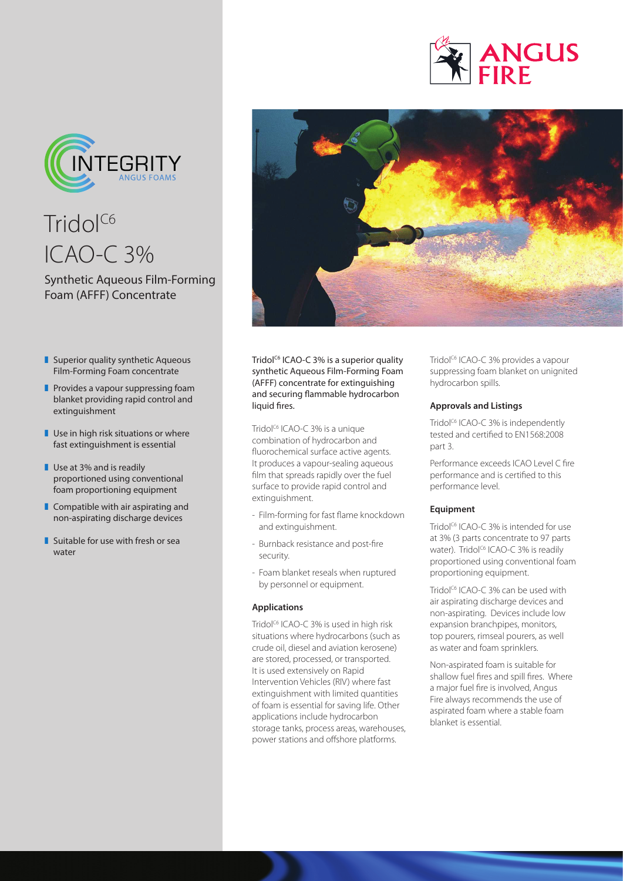# Tridol$^{C6}$ ICAO-C 3%

## Synthetic Aqueous Film-Forming Foam (AFFF) Concentrate

- Superior quality synthetic Aqueous Film-Forming Foam concentrate
- Provides a vapour suppressing foam blanket providing rapid control and extinguishment
- Use in high risk situations or where fast extinguishment is essential
- Use at 3% and is readily proportioned using conventional foam proportioning equipment
- Compatible with air aspirating and non-aspirating discharge devices
- Suitable for use with fresh or sea water

Tridol$^{C6}$ ICAO-C 3% is a superior quality synthetic Aqueous Film-Forming Foam (AFFF) concentrate for extinguishing and securing flammable hydrocarbon liquid fires.

Tridol$^{C6}$ ICAO-C 3% is a unique combination of hydrocarbon and fluorochemical surface active agents. It produces a vapour-sealing aqueous film that spreads rapidly over the fuel surface to provide rapid control and extinguishment.

- Film-forming for fast flame knockdown and extinguishment.
- Burnback resistance and post-fire security.
- Foam blanket reseals when ruptured by personnel or equipment.

### Applications

Tridol$^{C6}$ ICAO-C 3% is used in high risk situations where hydrocarbons (such as crude oil, diesel and aviation kerosene) are stored, processed, or transported. It is used extensively on Rapid Intervention Vehicles (RIV) where fast extinguishment with limited quantities of foam is essential for saving life. Other applications include hydrocarbon storage tanks, process areas, warehouses, power stations and offshore platforms.

Tridol$^{C6}$ ICAO-C 3% provides a vapour suppressing foam blanket on unignited hydrocarbon spills.

### Approvals and Listings

Tridol$^{C6}$ ICAO-C 3% is independently tested and certified to EN1568:2008 part 3.

Performance exceeds ICAO Level C fire performance and is certified to this performance level.

### Equipment

Tridol$^{C6}$ ICAO-C 3% is intended for use at 3% (3 parts concentrate to 97 parts water). Tridol$^{C6}$ ICAO-C 3% is readily proportioned using conventional foam proportioning equipment.

Tridol$^{C6}$ ICAO-C 3% can be used with air aspirating discharge devices and non-aspirating. Devices include low expansion branchpipes, monitors, top pourers, rimseal pourers, as well as water and foam sprinklers.

Non-aspirated foam is suitable for shallow fuel fires and spill fires. Where a major fuel fire is involved, Angus Fire always recommends the use of aspirated foam where a stable foam blanket is essential.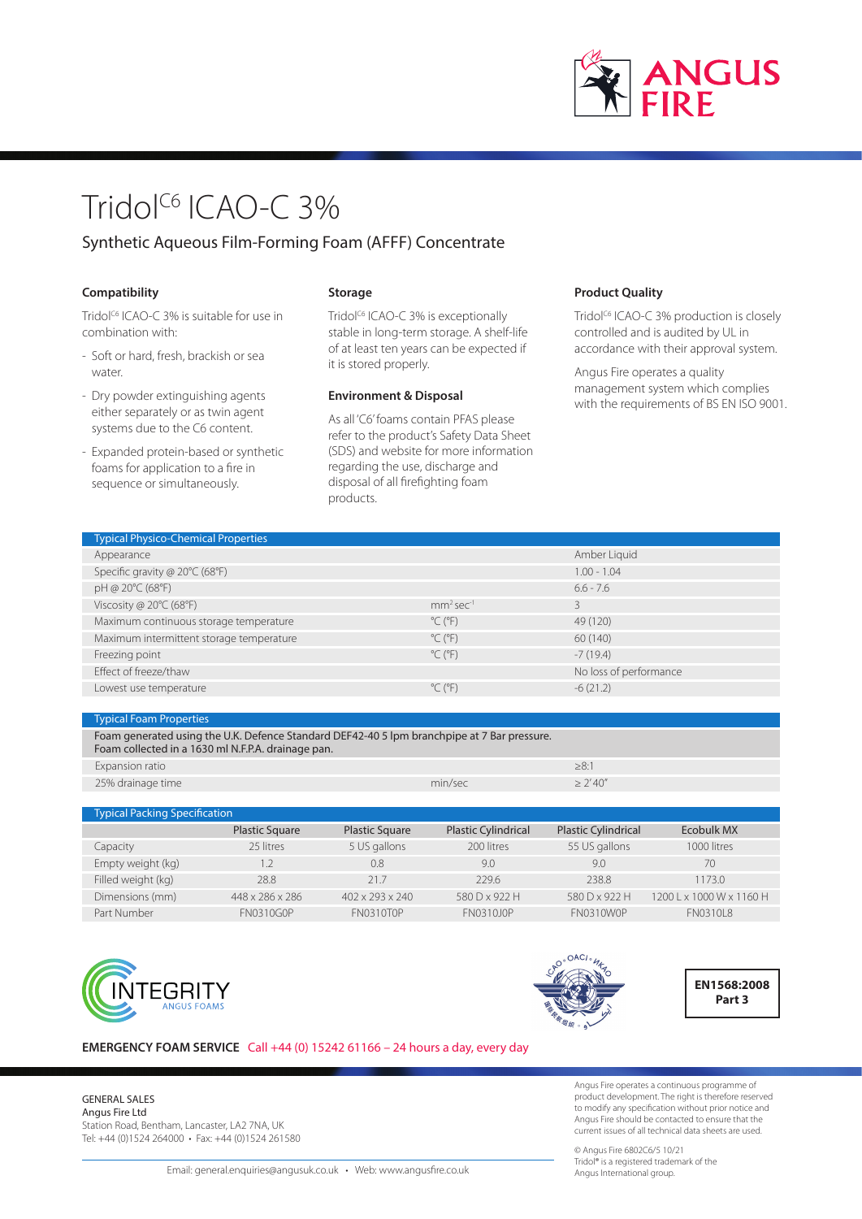# Tridol[C6] ICAO-C 3%

## Synthetic Aqueous Film-Forming Foam (AFFF) Concentrate

### Compatibility

Tridol[C6] ICAO-C 3% is suitable for use in combination with:

- Soft or hard, fresh, brackish or sea water.
- Dry powder extinguishing agents either separately or as twin agent systems due to the C6 content.
- Expanded protein-based or synthetic foams for application to a fire in sequence or simultaneously.

### Storage

Tridol[C6] ICAO-C 3% is exceptionally stable in long-term storage. A shelf-life of at least ten years can be expected if it is stored properly.

### Environment & Disposal

As all 'C6' foams contain PFAS please refer to the product's Safety Data Sheet (SDS) and website for more information regarding the use, discharge and disposal of all firefighting foam products.

### Product Quality

Tridol[C6] ICAO-C 3% production is closely controlled and is audited by UL in accordance with their approval system.

Angus Fire operates a quality management system which complies with the requirements of BS EN ISO 9001.

| Typical Physico-Chemical Properties | | |
|---|---|---|
| Appearance | | Amber Liquid |
| Specific gravity @ 20°C (68°F) | | 1.00 - 1.04 |
| pH @ 20°C (68°F) | | 6.6 - 7.6 |
| Viscosity @ 20°C (68°F) | $mm^2 sec^{-1}$ | 3 |
| Maximum continuous storage temperature | °C (°F) | 49 (120) |
| Maximum intermittent storage temperature | °C (°F) | 60 (140) |
| Freezing point | °C (°F) | -7 (19.4) |
| Effect of freeze/thaw | | No loss of performance |
| Lowest use temperature | °C (°F) | -6 (21.2) |

| Typical Foam Properties | | |
|---|---|---|
| Foam generated using the U.K. Defence Standard DEF42-40 5 lpm branchpipe at 7 Bar pressure. Foam collected in a 1630 ml N.F.P.A. drainage pan. | | |
| Expansion ratio | | ≥8:1 |
| 25% drainage time | min/sec | ≥ 2'40" |

| Typical Packing Specification | Plastic Square | Plastic Square | Plastic Cylindrical | Plastic Cylindrical | Ecobulk MX |
|---|---|---|---|---|---|
| Capacity | 25 litres | 5 US gallons | 200 litres | 55 US gallons | 1000 litres |
| Empty weight (kg) | 1.2 | 0.8 | 9.0 | 9.0 | 70 |
| Filled weight (kg) | 28.8 | 21.7 | 229.6 | 238.8 | 1173.0 |
| Dimensions (mm) | 448 x 286 x 286 | 402 x 293 x 240 | 580 D x 922 H | 580 D x 922 H | 1200 L x 1000 W x 1160 H |
| Part Number | FN0310G0P | FN0310T0P | FN0310J0P | FN0310W0P | FN0310L8 |

INTEGRITY ANGUS FOAMS

**EN1568:2008 Part 3**

**EMERGENCY FOAM SERVICE** Call +44 (0) 15242 61166 – 24 hours a day, every day

GENERAL SALES
Angus Fire Ltd
Station Road, Bentham, Lancaster, LA2 7NA, UK
Tel: +44 (0)1524 264000 • Fax: +44 (0)1524 261580

Email: general.enquiries@angusuk.co.uk • Web: www.angusfire.co.uk

Angus Fire operates a continuous programme of product development. The right is therefore reserved to modify any specification without prior notice and Angus Fire should be contacted to ensure that the current issues of all technical data sheets are used.

© Angus Fire 6802C6/5 10/21
Tridol® is a registered trademark of the Angus International group.